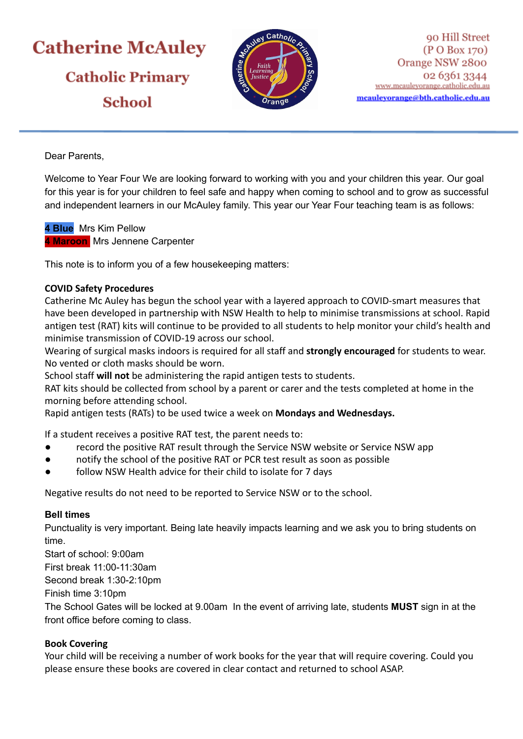# Catherine McAuley Catholic Primary School

90 Hill Street
(P O Box 170)
Orange NSW 2800
02 6361 3344
www.mcauleyorange.catholic.edu.au
mcauleyorange@bth.catholic.edu.au

---

Dear Parents,

Welcome to Year Four We are looking forward to working with you and your children this year. Our goal for this year is for your children to feel safe and happy when coming to school and to grow as successful and independent learners in our McAuley family. This year our Year Four teaching team is as follows:

**4 Blue** Mrs Kim Pellow
**4 Maroon** Mrs Jennene Carpenter

This note is to inform you of a few housekeeping matters:

**COVID Safety Procedures**
Catherine Mc Auley has begun the school year with a layered approach to COVID-smart measures that have been developed in partnership with NSW Health to help to minimise transmissions at school. Rapid antigen test (RAT) kits will continue to be provided to all students to help monitor your child's health and minimise transmission of COVID-19 across our school.
Wearing of surgical masks indoors is required for all staff and **strongly encouraged** for students to wear. No vented or cloth masks should be worn.
School staff **will not** be administering the rapid antigen tests to students.
RAT kits should be collected from school by a parent or carer and the tests completed at home in the morning before attending school.
Rapid antigen tests (RATs) to be used twice a week on **Mondays and Wednesdays.**

If a student receives a positive RAT test, the parent needs to:

- record the positive RAT result through the Service NSW website or Service NSW app
- notify the school of the positive RAT or PCR test result as soon as possible
- follow NSW Health advice for their child to isolate for 7 days

Negative results do not need to be reported to Service NSW or to the school.

**Bell times**
Punctuality is very important. Being late heavily impacts learning and we ask you to bring students on time.
Start of school: 9:00am
First break 11:00-11:30am
Second break 1:30-2:10pm
Finish time 3:10pm
The School Gates will be locked at 9.00am In the event of arriving late, students **MUST** sign in at the front office before coming to class.

**Book Covering**
Your child will be receiving a number of work books for the year that will require covering. Could you please ensure these books are covered in clear contact and returned to school ASAP.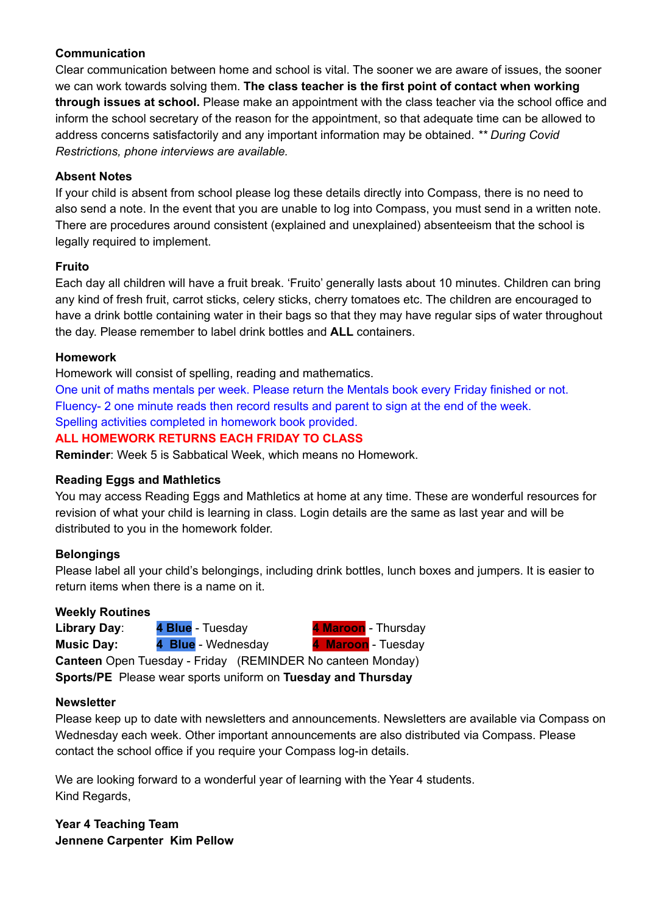**Communication**

Clear communication between home and school is vital. The sooner we are aware of issues, the sooner we can work towards solving them. **The class teacher is the first point of contact when working through issues at school.** Please make an appointment with the class teacher via the school office and inform the school secretary of the reason for the appointment, so that adequate time can be allowed to address concerns satisfactorily and any important information may be obtained. ** *During Covid Restrictions, phone interviews are available.*

**Absent Notes**

If your child is absent from school please log these details directly into Compass, there is no need to also send a note. In the event that you are unable to log into Compass, you must send in a written note. There are procedures around consistent (explained and unexplained) absenteeism that the school is legally required to implement.

**Fruito**

Each day all children will have a fruit break. 'Fruito' generally lasts about 10 minutes. Children can bring any kind of fresh fruit, carrot sticks, celery sticks, cherry tomatoes etc. The children are encouraged to have a drink bottle containing water in their bags so that they may have regular sips of water throughout the day. Please remember to label drink bottles and **ALL** containers.

**Homework**

Homework will consist of spelling, reading and mathematics.
One unit of maths mentals per week. Please return the Mentals book every Friday finished or not.
Fluency- 2 one minute reads then record results and parent to sign at the end of the week.
Spelling activities completed in homework book provided.
**ALL HOMEWORK RETURNS EACH FRIDAY TO CLASS**
**Reminder**: Week 5 is Sabbatical Week, which means no Homework.

**Reading Eggs and Mathletics**

You may access Reading Eggs and Mathletics at home at any time. These are wonderful resources for revision of what your child is learning in class. Login details are the same as last year and will be distributed to you in the homework folder.

**Belongings**

Please label all your child's belongings, including drink bottles, lunch boxes and jumpers. It is easier to return items when there is a name on it.

**Weekly Routines**

**Library Day**: **4 Blue** - Tuesday **4 Maroon** - Thursday
**Music Day:** **4 Blue** - Wednesday **4 Maroon** - Tuesday
**Canteen** Open Tuesday - Friday (REMINDER No canteen Monday)
**Sports/PE** Please wear sports uniform on **Tuesday and Thursday**

**Newsletter**

Please keep up to date with newsletters and announcements. Newsletters are available via Compass on Wednesday each week. Other important announcements are also distributed via Compass. Please contact the school office if you require your Compass log-in details.

We are looking forward to a wonderful year of learning with the Year 4 students.
Kind Regards,

**Year 4 Teaching Team**
**Jennene Carpenter Kim Pellow**